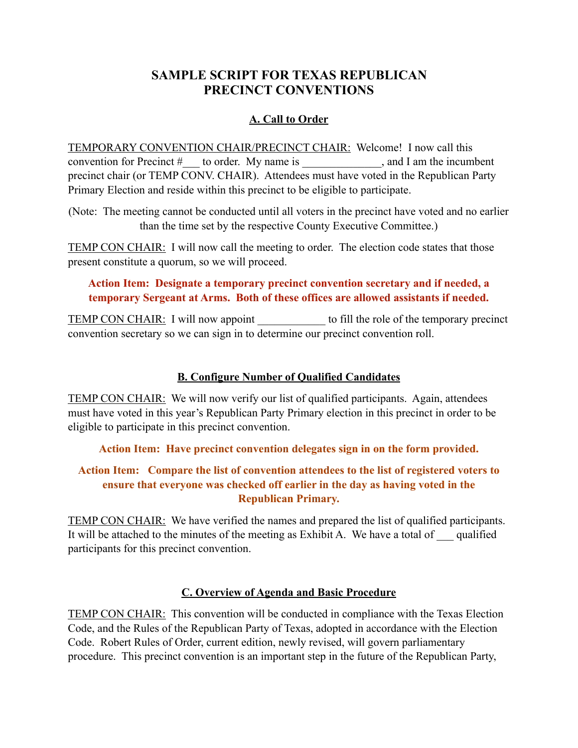# SAMPLE SCRIPT FOR TEXAS REPUBLICAN PRECINCT CONVENTIONS

## A. Call to Order

TEMPORARY CONVENTION CHAIR/PRECINCT CHAIR: Welcome! I now call this convention for Precinct #___ to order. My name is ______________, and I am the incumbent precinct chair (or TEMP CONV. CHAIR). Attendees must have voted in the Republican Party Primary Election and reside within this precinct to be eligible to participate.

(Note: The meeting cannot be conducted until all voters in the precinct have voted and no earlier than the time set by the respective County Executive Committee.)

TEMP CON CHAIR: I will now call the meeting to order. The election code states that those present constitute a quorum, so we will proceed.

**Action Item: Designate a temporary precinct convention secretary and if needed, a temporary Sergeant at Arms. Both of these offices are allowed assistants if needed.**

TEMP CON CHAIR: I will now appoint ____________ to fill the role of the temporary precinct convention secretary so we can sign in to determine our precinct convention roll.

## B. Configure Number of Qualified Candidates

TEMP CON CHAIR: We will now verify our list of qualified participants. Again, attendees must have voted in this year's Republican Party Primary election in this precinct in order to be eligible to participate in this precinct convention.

**Action Item: Have precinct convention delegates sign in on the form provided.**

**Action Item: Compare the list of convention attendees to the list of registered voters to ensure that everyone was checked off earlier in the day as having voted in the Republican Primary.**

TEMP CON CHAIR: We have verified the names and prepared the list of qualified participants. It will be attached to the minutes of the meeting as Exhibit A. We have a total of ___ qualified participants for this precinct convention.

## C. Overview of Agenda and Basic Procedure

TEMP CON CHAIR: This convention will be conducted in compliance with the Texas Election Code, and the Rules of the Republican Party of Texas, adopted in accordance with the Election Code. Robert Rules of Order, current edition, newly revised, will govern parliamentary procedure. This precinct convention is an important step in the future of the Republican Party,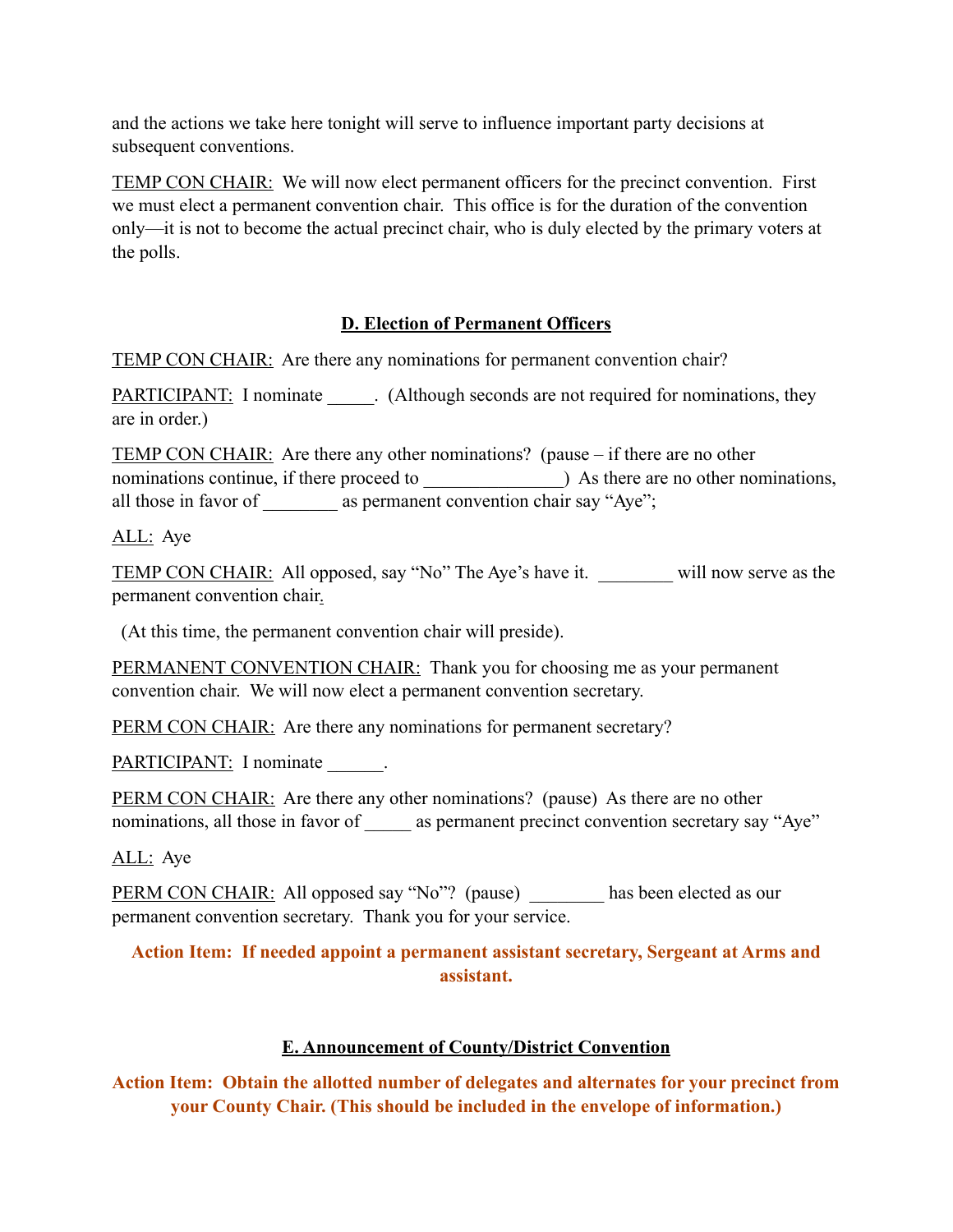and the actions we take here tonight will serve to influence important party decisions at subsequent conventions.

TEMP CON CHAIR: We will now elect permanent officers for the precinct convention. First we must elect a permanent convention chair. This office is for the duration of the convention only—it is not to become the actual precinct chair, who is duly elected by the primary voters at the polls.

## D. Election of Permanent Officers

TEMP CON CHAIR: Are there any nominations for permanent convention chair?

PARTICIPANT: I nominate _____. (Although seconds are not required for nominations, they are in order.)

TEMP CON CHAIR: Are there any other nominations? (pause – if there are no other nominations continue, if there proceed to _______________) As there are no other nominations, all those in favor of ________ as permanent convention chair say "Aye";

ALL: Aye

TEMP CON CHAIR: All opposed, say "No" The Aye's have it. ________ will now serve as the permanent convention chair.

(At this time, the permanent convention chair will preside).

PERMANENT CONVENTION CHAIR: Thank you for choosing me as your permanent convention chair. We will now elect a permanent convention secretary.

PERM CON CHAIR: Are there any nominations for permanent secretary?

PARTICIPANT: I nominate ______.

PERM CON CHAIR: Are there any other nominations? (pause) As there are no other nominations, all those in favor of _____ as permanent precinct convention secretary say "Aye"

ALL: Aye

PERM CON CHAIR: All opposed say "No"? (pause) ________ has been elected as our permanent convention secretary. Thank you for your service.

**Action Item: If needed appoint a permanent assistant secretary, Sergeant at Arms and assistant.**

## E. Announcement of County/District Convention

**Action Item: Obtain the allotted number of delegates and alternates for your precinct from your County Chair. (This should be included in the envelope of information.)**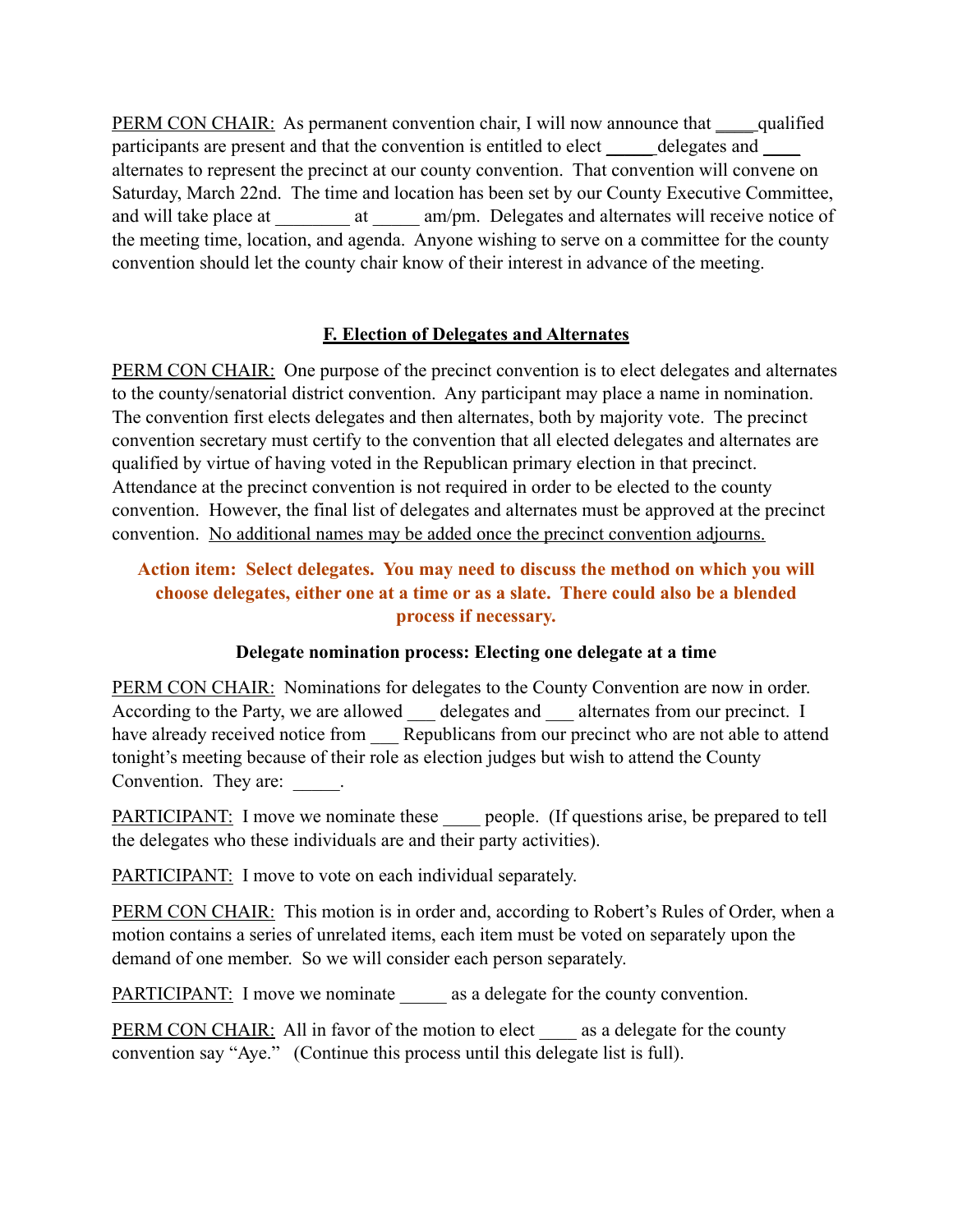PERM CON CHAIR: As permanent convention chair, I will now announce that _____qualified participants are present and that the convention is entitled to elect ______delegates and ____ alternates to represent the precinct at our county convention. That convention will convene on Saturday, March 22nd. The time and location has been set by our County Executive Committee, and will take place at ________ at _____ am/pm. Delegates and alternates will receive notice of the meeting time, location, and agenda. Anyone wishing to serve on a committee for the county convention should let the county chair know of their interest in advance of the meeting.

## F. Election of Delegates and Alternates

PERM CON CHAIR: One purpose of the precinct convention is to elect delegates and alternates to the county/senatorial district convention. Any participant may place a name in nomination. The convention first elects delegates and then alternates, both by majority vote. The precinct convention secretary must certify to the convention that all elected delegates and alternates are qualified by virtue of having voted in the Republican primary election in that precinct. Attendance at the precinct convention is not required in order to be elected to the county convention. However, the final list of delegates and alternates must be approved at the precinct convention. No additional names may be added once the precinct convention adjourns.

**Action item: Select delegates. You may need to discuss the method on which you will choose delegates, either one at a time or as a slate. There could also be a blended process if necessary.**

**Delegate nomination process: Electing one delegate at a time**

PERM CON CHAIR: Nominations for delegates to the County Convention are now in order. According to the Party, we are allowed ___ delegates and ___ alternates from our precinct. I have already received notice from ___ Republicans from our precinct who are not able to attend tonight's meeting because of their role as election judges but wish to attend the County Convention. They are: _____.

PARTICIPANT: I move we nominate these ____ people. (If questions arise, be prepared to tell the delegates who these individuals are and their party activities).

PARTICIPANT: I move to vote on each individual separately.

PERM CON CHAIR: This motion is in order and, according to Robert's Rules of Order, when a motion contains a series of unrelated items, each item must be voted on separately upon the demand of one member. So we will consider each person separately.

PARTICIPANT: I move we nominate _____ as a delegate for the county convention.

PERM CON CHAIR: All in favor of the motion to elect ____ as a delegate for the county convention say "Aye." (Continue this process until this delegate list is full).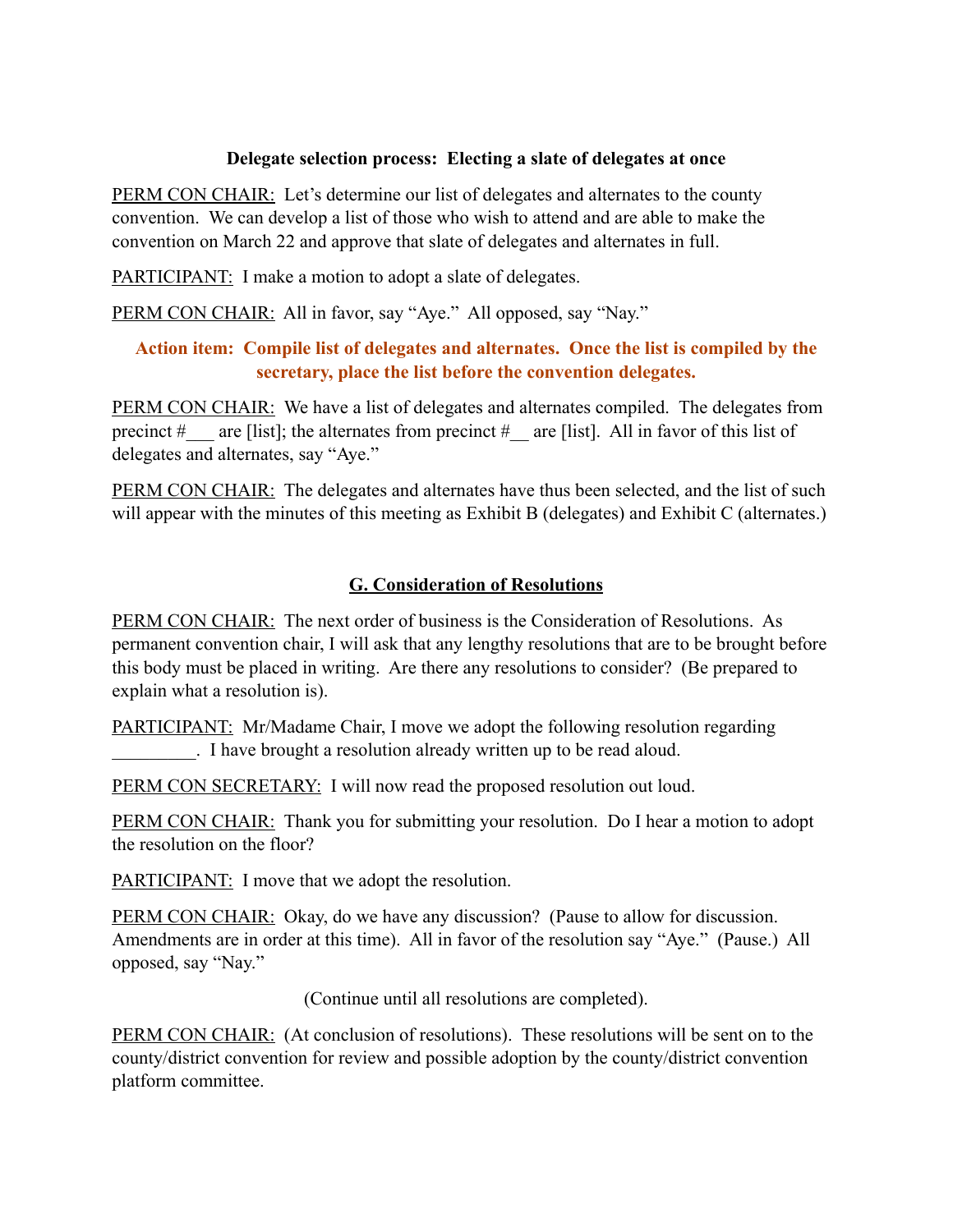**Delegate selection process: Electing a slate of delegates at once**

PERM CON CHAIR: Let's determine our list of delegates and alternates to the county convention. We can develop a list of those who wish to attend and are able to make the convention on March 22 and approve that slate of delegates and alternates in full.

PARTICIPANT: I make a motion to adopt a slate of delegates.

PERM CON CHAIR: All in favor, say "Aye." All opposed, say "Nay."

**Action item: Compile list of delegates and alternates. Once the list is compiled by the secretary, place the list before the convention delegates.**

PERM CON CHAIR: We have a list of delegates and alternates compiled. The delegates from precinct #___ are [list]; the alternates from precinct #__ are [list]. All in favor of this list of delegates and alternates, say "Aye."

PERM CON CHAIR: The delegates and alternates have thus been selected, and the list of such will appear with the minutes of this meeting as Exhibit B (delegates) and Exhibit C (alternates.)

## G. Consideration of Resolutions

PERM CON CHAIR: The next order of business is the Consideration of Resolutions. As permanent convention chair, I will ask that any lengthy resolutions that are to be brought before this body must be placed in writing. Are there any resolutions to consider? (Be prepared to explain what a resolution is).

PARTICIPANT: Mr/Madame Chair, I move we adopt the following resolution regarding _________. I have brought a resolution already written up to be read aloud.

PERM CON SECRETARY: I will now read the proposed resolution out loud.

PERM CON CHAIR: Thank you for submitting your resolution. Do I hear a motion to adopt the resolution on the floor?

PARTICIPANT: I move that we adopt the resolution.

PERM CON CHAIR: Okay, do we have any discussion? (Pause to allow for discussion. Amendments are in order at this time). All in favor of the resolution say "Aye." (Pause.) All opposed, say "Nay."

(Continue until all resolutions are completed).

PERM CON CHAIR: (At conclusion of resolutions). These resolutions will be sent on to the county/district convention for review and possible adoption by the county/district convention platform committee.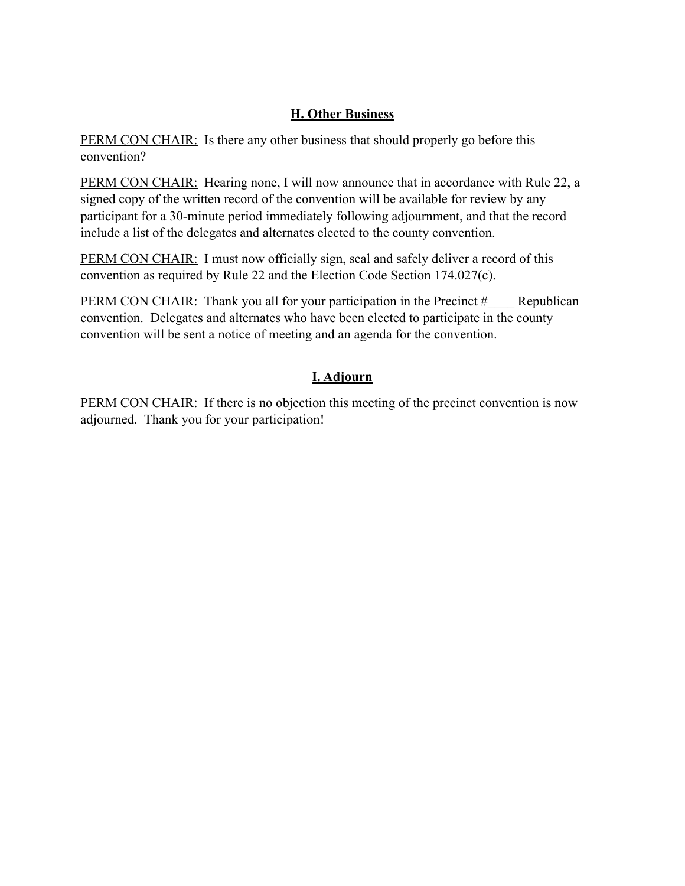## H. Other Business

PERM CON CHAIR: Is there any other business that should properly go before this convention?

PERM CON CHAIR: Hearing none, I will now announce that in accordance with Rule 22, a signed copy of the written record of the convention will be available for review by any participant for a 30-minute period immediately following adjournment, and that the record include a list of the delegates and alternates elected to the county convention.

PERM CON CHAIR: I must now officially sign, seal and safely deliver a record of this convention as required by Rule 22 and the Election Code Section 174.027(c).

PERM CON CHAIR: Thank you all for your participation in the Precinct #____ Republican convention. Delegates and alternates who have been elected to participate in the county convention will be sent a notice of meeting and an agenda for the convention.

## I. Adjourn

PERM CON CHAIR: If there is no objection this meeting of the precinct convention is now adjourned. Thank you for your participation!